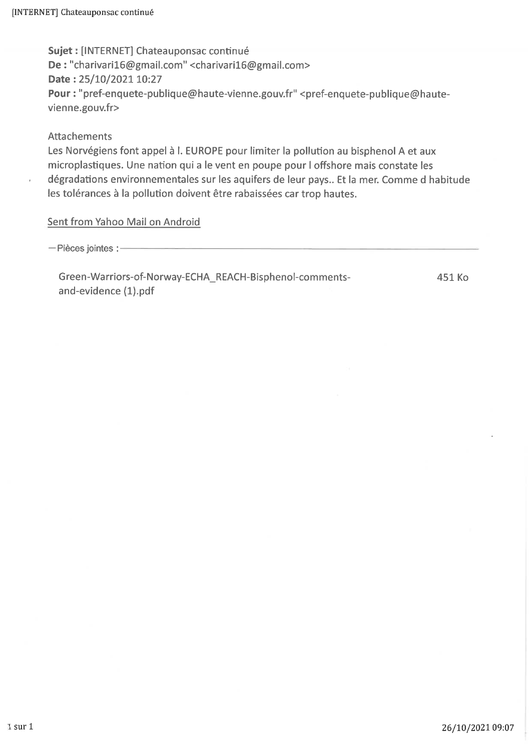**Sujet :** [INTERNET] Chateauponsac continué
**De :** "charivari16@gmail.com" <charivari16@gmail.com>
**Date :** 25/10/2021 10:27
**Pour :** "pref-enquete-publique@haute-vienne.gouv.fr" <pref-enquete-publique@haute-vienne.gouv.fr>

Attachements

Les Norvégiens font appel à l. EUROPE pour limiter la pollution au bisphenol A et aux microplastiques. Une nation qui a le vent en poupe pour l offshore mais constate les dégradations environnementales sur les aquifers de leur pays.. Et la mer. Comme d habitude les tolérances à la pollution doivent être rabaissées car trop hautes.

Sent from Yahoo Mail on Android

— Pièces jointes :

| | |
|---|---|
| Green-Warriors-of-Norway-ECHA_REACH-Bisphenol-comments-and-evidence (1).pdf | 451 Ko |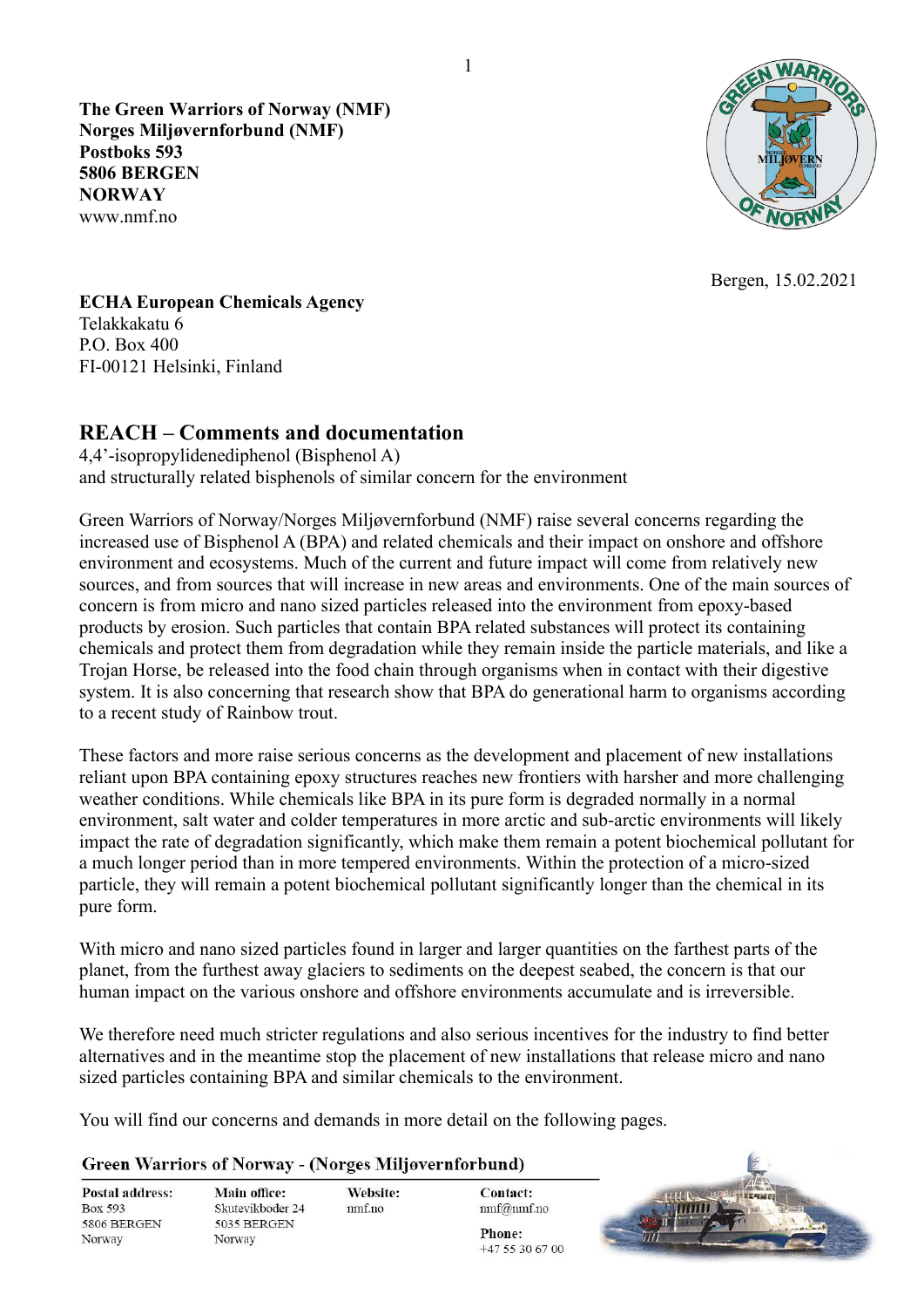**The Green Warriors of Norway (NMF)**
**Norges Miljøvernforbund (NMF)**
**Postboks 593**
**5806 BERGEN**
**NORWAY**
www.nmf.no

Bergen, 15.02.2021

**ECHA European Chemicals Agency**
Telakkakatu 6
P.O. Box 400
FI-00121 Helsinki, Finland

## REACH – Comments and documentation

4,4'-isopropylidenediphenol (Bisphenol A)
and structurally related bisphenols of similar concern for the environment

Green Warriors of Norway/Norges Miljøvernforbund (NMF) raise several concerns regarding the increased use of Bisphenol A (BPA) and related chemicals and their impact on onshore and offshore environment and ecosystems. Much of the current and future impact will come from relatively new sources, and from sources that will increase in new areas and environments. One of the main sources of concern is from micro and nano sized particles released into the environment from epoxy-based products by erosion. Such particles that contain BPA related substances will protect its containing chemicals and protect them from degradation while they remain inside the particle materials, and like a Trojan Horse, be released into the food chain through organisms when in contact with their digestive system. It is also concerning that research show that BPA do generational harm to organisms according to a recent study of Rainbow trout.

These factors and more raise serious concerns as the development and placement of new installations reliant upon BPA containing epoxy structures reaches new frontiers with harsher and more challenging weather conditions. While chemicals like BPA in its pure form is degraded normally in a normal environment, salt water and colder temperatures in more arctic and sub-arctic environments will likely impact the rate of degradation significantly, which make them remain a potent biochemical pollutant for a much longer period than in more tempered environments. Within the protection of a micro-sized particle, they will remain a potent biochemical pollutant significantly longer than the chemical in its pure form.

With micro and nano sized particles found in larger and larger quantities on the farthest parts of the planet, from the furthest away glaciers to sediments on the deepest seabed, the concern is that our human impact on the various onshore and offshore environments accumulate and is irreversible.

We therefore need much stricter regulations and also serious incentives for the industry to find better alternatives and in the meantime stop the placement of new installations that release micro and nano sized particles containing BPA and similar chemicals to the environment.

You will find our concerns and demands in more detail on the following pages.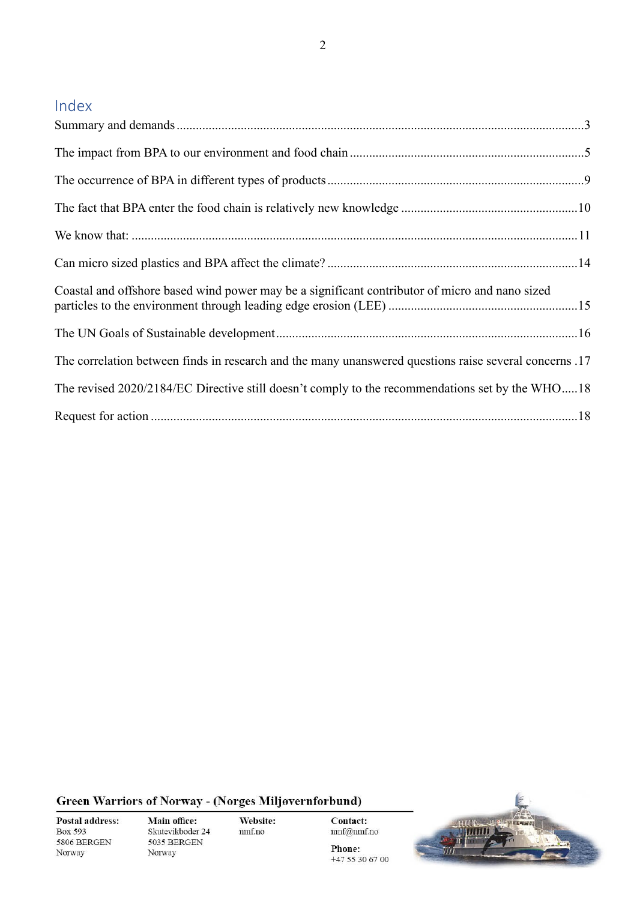## Index

Summary and demands ..............................................................................................................3

The impact from BPA to our environment and food chain ........................................................................5

The occurrence of BPA in different types of products ...............................................................................9

The fact that BPA enter the food chain is relatively new knowledge ......................................................10

We know that: .........................................................................................................................11

Can micro sized plastics and BPA affect the climate? .............................................................................14

Coastal and offshore based wind power may be a significant contributor of micro and nano sized particles to the environment through leading edge erosion (LEE) ...........................................................15

The UN Goals of Sustainable development.............................................................................................16

The correlation between finds in research and the many unanswered questions raise several concerns .17

The revised 2020/2184/EC Directive still doesn't comply to the recommendations set by the WHO.....18

Request for action ....................................................................................................................18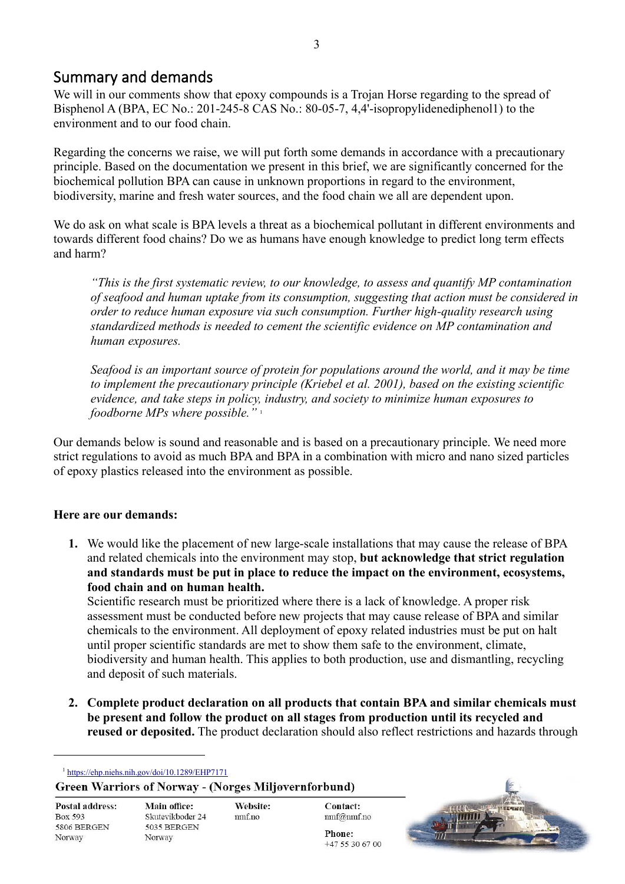## Summary and demands

We will in our comments show that epoxy compounds is a Trojan Horse regarding to the spread of Bisphenol A (BPA, EC No.: 201-245-8 CAS No.: 80-05-7, 4,4'-isopropylidenediphenol1) to the environment and to our food chain.

Regarding the concerns we raise, we will put forth some demands in accordance with a precautionary principle. Based on the documentation we present in this brief, we are significantly concerned for the biochemical pollution BPA can cause in unknown proportions in regard to the environment, biodiversity, marine and fresh water sources, and the food chain we all are dependent upon.

We do ask on what scale is BPA levels a threat as a biochemical pollutant in different environments and towards different food chains? Do we as humans have enough knowledge to predict long term effects and harm?

> *"This is the first systematic review, to our knowledge, to assess and quantify MP contamination of seafood and human uptake from its consumption, suggesting that action must be considered in order to reduce human exposure via such consumption. Further high-quality research using standardized methods is needed to cement the scientific evidence on MP contamination and human exposures.*
>
> *Seafood is an important source of protein for populations around the world, and it may be time to implement the precautionary principle (Kriebel et al. 2001), based on the existing scientific evidence, and take steps in policy, industry, and society to minimize human exposures to foodborne MPs where possible."* [1]

Our demands below is sound and reasonable and is based on a precautionary principle. We need more strict regulations to avoid as much BPA and BPA in a combination with micro and nano sized particles of epoxy plastics released into the environment as possible.

**Here are our demands:**

1. We would like the placement of new large-scale installations that may cause the release of BPA and related chemicals into the environment may stop, **but acknowledge that strict regulation and standards must be put in place to reduce the impact on the environment, ecosystems, food chain and on human health.**
   Scientific research must be prioritized where there is a lack of knowledge. A proper risk assessment must be conducted before new projects that may cause release of BPA and similar chemicals to the environment. All deployment of epoxy related industries must be put on halt until proper scientific standards are met to show them safe to the environment, climate, biodiversity and human health. This applies to both production, use and dismantling, recycling and deposit of such materials.

2. **Complete product declaration on all products that contain BPA and similar chemicals must be present and follow the product on all stages from production until its recycled and reused or deposited.** The product declaration should also reflect restrictions and hazards through

---

[1] https://ehp.niehs.nih.gov/doi/10.1289/EHP7171

**Green Warriors of Norway - (Norges Miljøvernforbund)**

**Postal address:** Box 593, 5806 BERGEN, Norway
**Main office:** Skutevikboder 24, 5035 BERGEN, Norway
**Website:** nmf.no
**Contact:** nmf@nmf.no
**Phone:** +47 55 30 67 00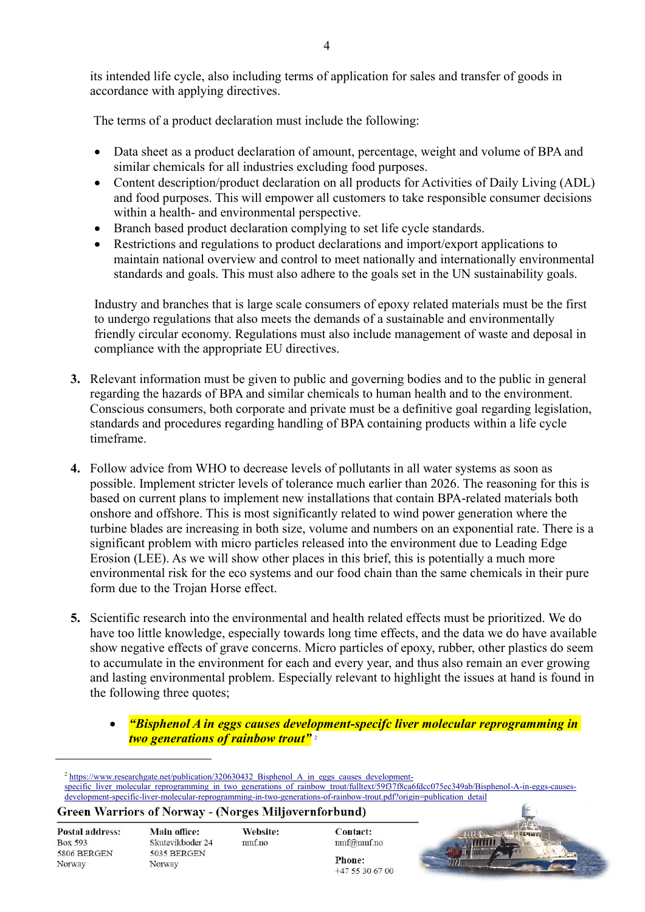its intended life cycle, also including terms of application for sales and transfer of goods in accordance with applying directives.

The terms of a product declaration must include the following:

- Data sheet as a product declaration of amount, percentage, weight and volume of BPA and similar chemicals for all industries excluding food purposes.
- Content description/product declaration on all products for Activities of Daily Living (ADL) and food purposes. This will empower all customers to take responsible consumer decisions within a health- and environmental perspective.
- Branch based product declaration complying to set life cycle standards.
- Restrictions and regulations to product declarations and import/export applications to maintain national overview and control to meet nationally and internationally environmental standards and goals. This must also adhere to the goals set in the UN sustainability goals.

Industry and branches that is large scale consumers of epoxy related materials must be the first to undergo regulations that also meets the demands of a sustainable and environmentally friendly circular economy. Regulations must also include management of waste and deposal in compliance with the appropriate EU directives.

3. Relevant information must be given to public and governing bodies and to the public in general regarding the hazards of BPA and similar chemicals to human health and to the environment. Conscious consumers, both corporate and private must be a definitive goal regarding legislation, standards and procedures regarding handling of BPA containing products within a life cycle timeframe.

4. Follow advice from WHO to decrease levels of pollutants in all water systems as soon as possible. Implement stricter levels of tolerance much earlier than 2026. The reasoning for this is based on current plans to implement new installations that contain BPA-related materials both onshore and offshore. This is most significantly related to wind power generation where the turbine blades are increasing in both size, volume and numbers on an exponential rate. There is a significant problem with micro particles released into the environment due to Leading Edge Erosion (LEE). As we will show other places in this brief, this is potentially a much more environmental risk for the eco systems and our food chain than the same chemicals in their pure form due to the Trojan Horse effect.

5. Scientific research into the environmental and health related effects must be prioritized. We do have too little knowledge, especially towards long time effects, and the data we do have available show negative effects of grave concerns. Micro particles of epoxy, rubber, other plastics do seem to accumulate in the environment for each and every year, and thus also remain an ever growing and lasting environmental problem. Especially relevant to highlight the issues at hand is found in the following three quotes;

   - ***"Bisphenol A in eggs causes development-specifc liver molecular reprogramming in two generations of rainbow trout"*** [2]

---

[2] https://www.researchgate.net/publication/320630432_Bisphenol_A_in_eggs_causes_development-specific_liver_molecular_reprogramming_in_two_generations_of_rainbow_trout/fulltext/59f37f8ca6fdcc075ec349ab/Bisphenol-A-in-eggs-causes-development-specific-liver-molecular-reprogramming-in-two-generations-of-rainbow-trout.pdf?origin=publication_detail

**Green Warriors of Norway - (Norges Miljøvernforbund)**

| **Postal address:** | **Main office:** | **Website:** | **Contact:** |
|---|---|---|---|
| Box 593 | Skutevikboder 24 | nmf.no | nmf@nmf.no |
| 5806 BERGEN | 5035 BERGEN | | **Phone:** |
| Norway | Norway | | +47 55 30 67 00 |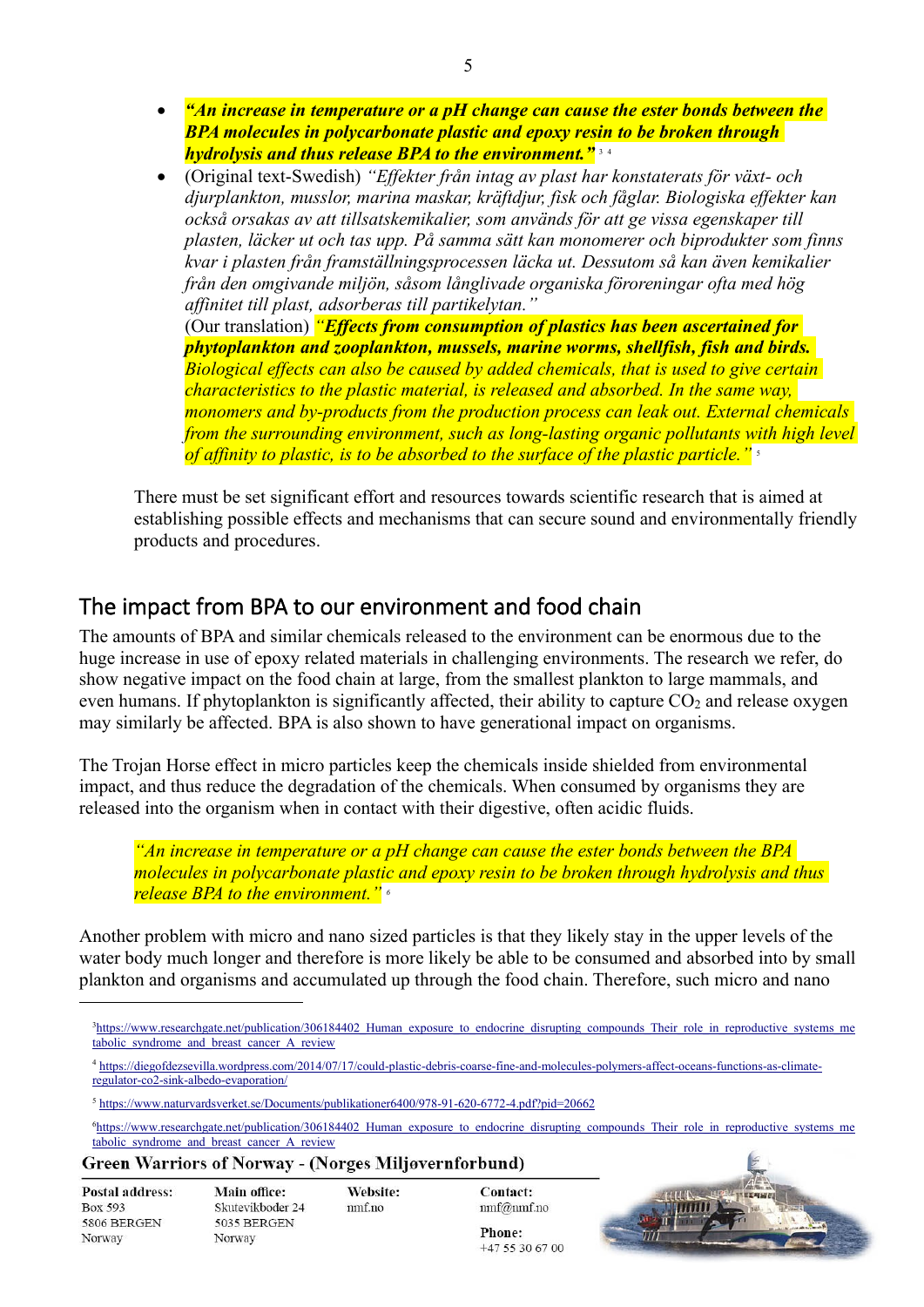- ***"An increase in temperature or a pH change can cause the ester bonds between the BPA molecules in polycarbonate plastic and epoxy resin to be broken through hydrolysis and thus release BPA to the environment."*** [3] [4]
- (Original text-Swedish) *"Effekter från intag av plast har konstaterats för växt- och djurplankton, musslor, marina maskar, kräftdjur, fisk och fåglar. Biologiska effekter kan också orsakas av att tillsatskemikalier, som används för att ge vissa egenskaper till plasten, läcker ut och tas upp. På samma sätt kan monomerer och biprodukter som finns kvar i plasten från framställningsprocessen läcka ut. Dessutom så kan även kemikalier från den omgivande miljön, såsom långlivade organiska föroreningar ofta med hög affinitet till plast, adsorberas till partikelytan."*
  (Our translation) *"**Effects from consumption of plastics has been ascertained for phytoplankton and zooplankton, mussels, marine worms, shellfish, fish and birds.** Biological effects can also be caused by added chemicals, that is used to give certain characteristics to the plastic material, is released and absorbed. In the same way, monomers and by-products from the production process can leak out. External chemicals from the surrounding environment, such as long-lasting organic pollutants with high level of affinity to plastic, is to be absorbed to the surface of the plastic particle."* [5]

There must be set significant effort and resources towards scientific research that is aimed at establishing possible effects and mechanisms that can secure sound and environmentally friendly products and procedures.

## The impact from BPA to our environment and food chain

The amounts of BPA and similar chemicals released to the environment can be enormous due to the huge increase in use of epoxy related materials in challenging environments. The research we refer, do show negative impact on the food chain at large, from the smallest plankton to large mammals, and even humans. If phytoplankton is significantly affected, their ability to capture $CO_2$ and release oxygen may similarly be affected. BPA is also shown to have generational impact on organisms.

The Trojan Horse effect in micro particles keep the chemicals inside shielded from environmental impact, and thus reduce the degradation of the chemicals. When consumed by organisms they are released into the organism when in contact with their digestive, often acidic fluids.

> *"An increase in temperature or a pH change can cause the ester bonds between the BPA molecules in polycarbonate plastic and epoxy resin to be broken through hydrolysis and thus release BPA to the environment."* [6]

Another problem with micro and nano sized particles is that they likely stay in the upper levels of the water body much longer and therefore is more likely be able to be consumed and absorbed into by small plankton and organisms and accumulated up through the food chain. Therefore, such micro and nano

---

[3] https://www.researchgate.net/publication/306184402_Human_exposure_to_endocrine_disrupting_compounds_Their_role_in_reproductive_systems_metabolic_syndrome_and_breast_cancer_A_review

[4] https://diegofdezsevilla.wordpress.com/2014/07/17/could-plastic-debris-coarse-fine-and-molecules-polymers-affect-oceans-functions-as-climate-regulator-co2-sink-albedo-evaporation/

[5] https://www.naturvardsverket.se/Documents/publikationer6400/978-91-620-6772-4.pdf?pid=20662

[6] https://www.researchgate.net/publication/306184402_Human_exposure_to_endocrine_disrupting_compounds_Their_role_in_reproductive_systems_metabolic_syndrome_and_breast_cancer_A_review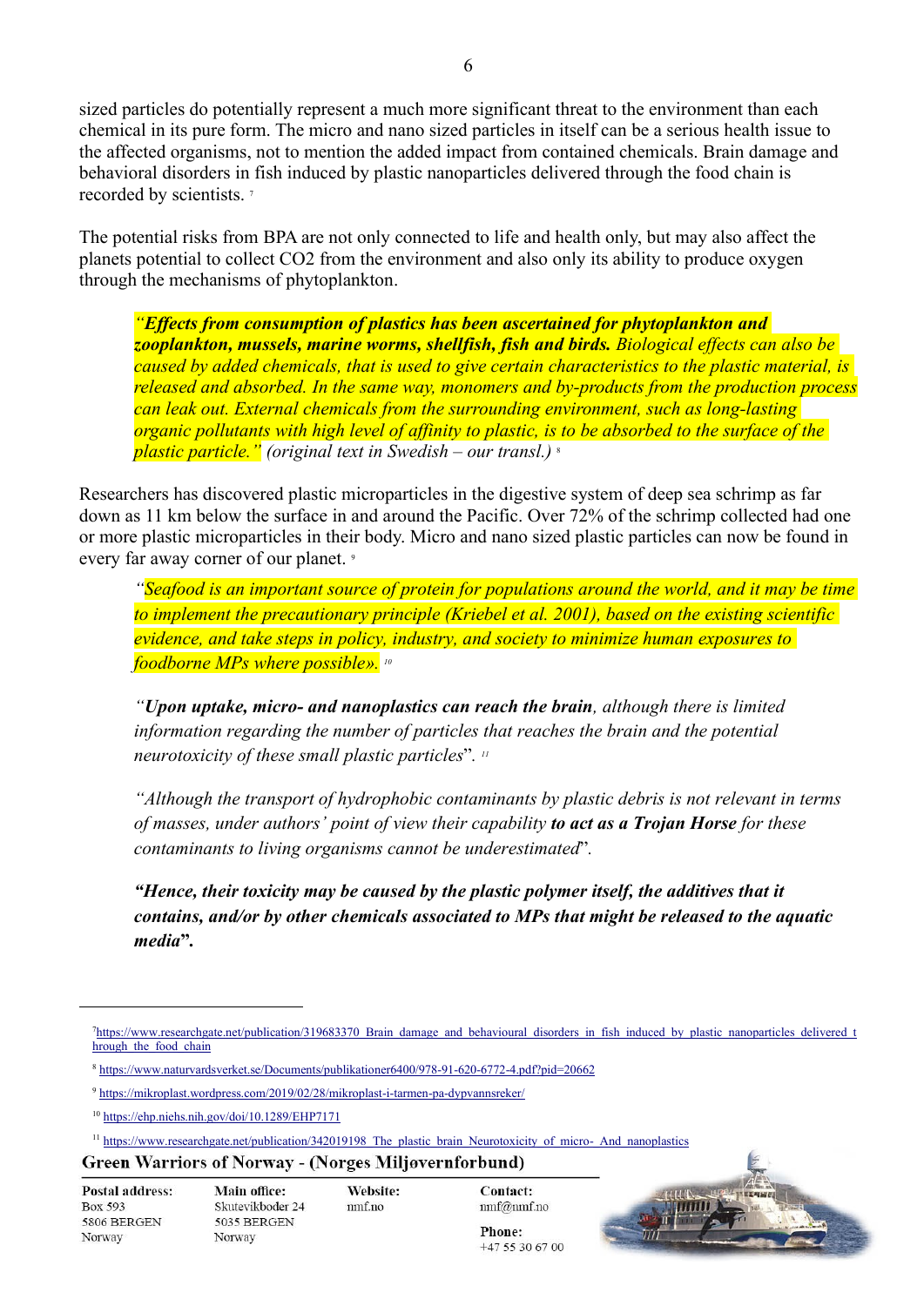sized particles do potentially represent a much more significant threat to the environment than each chemical in its pure form. The micro and nano sized particles in itself can be a serious health issue to the affected organisms, not to mention the added impact from contained chemicals. Brain damage and behavioral disorders in fish induced by plastic nanoparticles delivered through the food chain is recorded by scientists. [7]

The potential risks from BPA are not only connected to life and health only, but may also affect the planets potential to collect $CO_2$ from the environment and also only its ability to produce oxygen through the mechanisms of phytoplankton.

> *"**Effects from consumption of plastics has been ascertained for phytoplankton and zooplankton, mussels, marine worms, shellfish, fish and birds.** Biological effects can also be caused by added chemicals, that is used to give certain characteristics to the plastic material, is released and absorbed. In the same way, monomers and by-products from the production process can leak out. External chemicals from the surrounding environment, such as long-lasting organic pollutants with high level of affinity to plastic, is to be absorbed to the surface of the plastic particle." (original text in Swedish – our transl.)* [8]

Researchers has discovered plastic microparticles in the digestive system of deep sea schrimp as far down as 11 km below the surface in and around the Pacific. Over 72% of the schrimp collected had one or more plastic microparticles in their body. Micro and nano sized plastic particles can now be found in every far away corner of our planet. [9]

> *"Seafood is an important source of protein for populations around the world, and it may be time to implement the precautionary principle (Kriebel et al. 2001), based on the existing scientific evidence, and take steps in policy, industry, and society to minimize human exposures to foodborne MPs where possible».* [10]

> *"**Upon uptake, micro- and nanoplastics can reach the brain**, although there is limited information regarding the number of particles that reaches the brain and the potential neurotoxicity of these small plastic particles".* [11]

> *"Although the transport of hydrophobic contaminants by plastic debris is not relevant in terms of masses, under authors' point of view their capability **to act as a Trojan Horse** for these contaminants to living organisms cannot be underestimated".*

> ***"Hence, their toxicity may be caused by the plastic polymer itself, the additives that it contains, and/or by other chemicals associated to MPs that might be released to the aquatic media".***

---

[7] https://www.researchgate.net/publication/319683370_Brain_damage_and_behavioural_disorders_in_fish_induced_by_plastic_nanoparticles_delivered_through_the_food_chain

[8] https://www.naturvardsverket.se/Documents/publikationer6400/978-91-620-6772-4.pdf?pid=20662

[9] https://mikroplast.wordpress.com/2019/02/28/mikroplast-i-tarmen-pa-dypvannsreker/

[10] https://ehp.niehs.nih.gov/doi/10.1289/EHP7171

[11] https://www.researchgate.net/publication/342019198_The_plastic_brain_Neurotoxicity_of_micro-_And_nanoplastics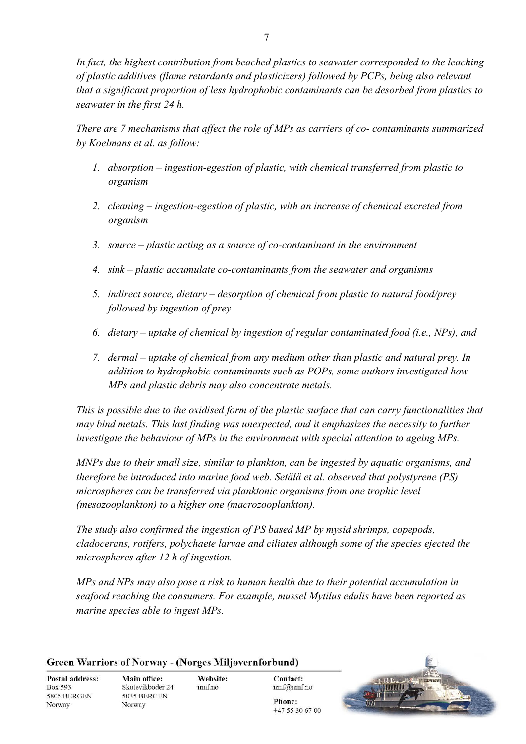*In fact, the highest contribution from beached plastics to seawater corresponded to the leaching of plastic additives (flame retardants and plasticizers) followed by PCPs, being also relevant that a significant proportion of less hydrophobic contaminants can be desorbed from plastics to seawater in the first 24 h.*

*There are 7 mechanisms that affect the role of MPs as carriers of co- contaminants summarized by Koelmans et al. as follow:*

1. *absorption – ingestion-egestion of plastic, with chemical transferred from plastic to organism*
2. *cleaning – ingestion-egestion of plastic, with an increase of chemical excreted from organism*
3. *source – plastic acting as a source of co-contaminant in the environment*
4. *sink – plastic accumulate co-contaminants from the seawater and organisms*
5. *indirect source, dietary – desorption of chemical from plastic to natural food/prey followed by ingestion of prey*
6. *dietary – uptake of chemical by ingestion of regular contaminated food (i.e., NPs), and*
7. *dermal – uptake of chemical from any medium other than plastic and natural prey. In addition to hydrophobic contaminants such as POPs, some authors investigated how MPs and plastic debris may also concentrate metals.*

*This is possible due to the oxidised form of the plastic surface that can carry functionalities that may bind metals. This last finding was unexpected, and it emphasizes the necessity to further investigate the behaviour of MPs in the environment with special attention to ageing MPs.*

*MNPs due to their small size, similar to plankton, can be ingested by aquatic organisms, and therefore be introduced into marine food web. Setälä et al. observed that polystyrene (PS) microspheres can be transferred via planktonic organisms from one trophic level (mesozooplankton) to a higher one (macrozooplankton).*

*The study also confirmed the ingestion of PS based MP by mysid shrimps, copepods, cladocerans, rotifers, polychaete larvae and ciliates although some of the species ejected the microspheres after 12 h of ingestion.*

*MPs and NPs may also pose a risk to human health due to their potential accumulation in seafood reaching the consumers. For example, mussel Mytilus edulis have been reported as marine species able to ingest MPs.*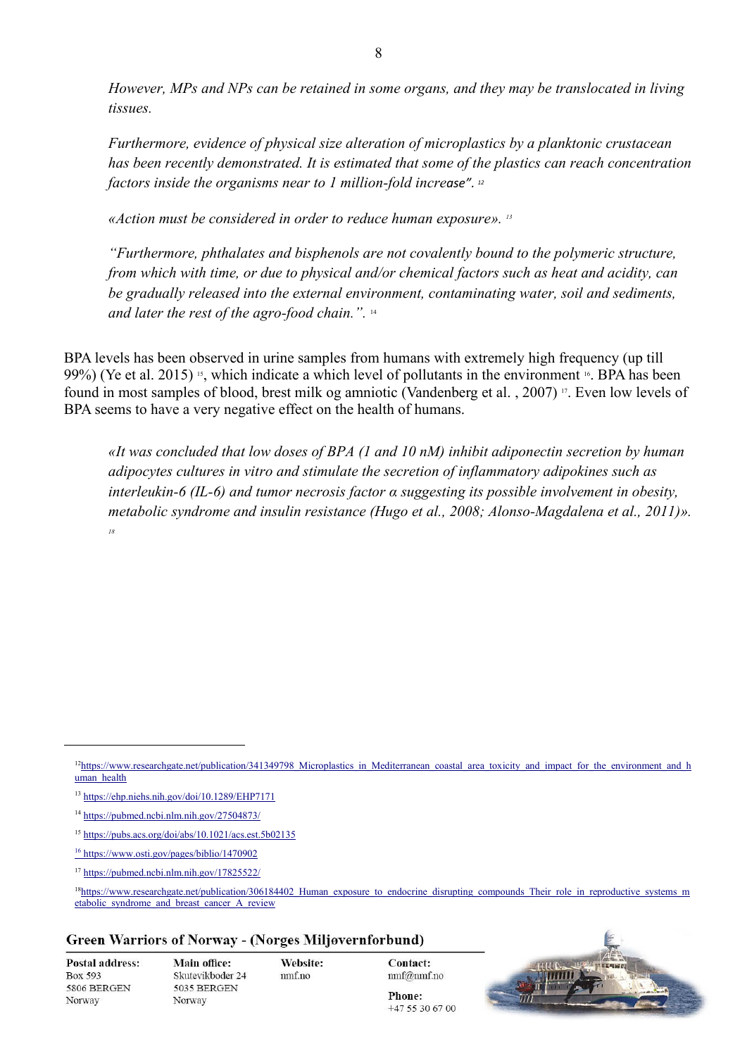*However, MPs and NPs can be retained in some organs, and they may be translocated in living tissues.*

*Furthermore, evidence of physical size alteration of microplastics by a planktonic crustacean has been recently demonstrated. It is estimated that some of the plastics can reach concentration factors inside the organisms near to 1 million-fold increase".* [12]

*«Action must be considered in order to reduce human exposure».* [13]

*"Furthermore, phthalates and bisphenols are not covalently bound to the polymeric structure, from which with time, or due to physical and/or chemical factors such as heat and acidity, can be gradually released into the external environment, contaminating water, soil and sediments, and later the rest of the agro-food chain.".* [14]

BPA levels has been observed in urine samples from humans with extremely high frequency (up till 99%) (Ye et al. 2015) [15], which indicate a which level of pollutants in the environment [16]. BPA has been found in most samples of blood, brest milk og amniotic (Vandenberg et al. , 2007) [17]. Even low levels of BPA seems to have a very negative effect on the health of humans.

*«It was concluded that low doses of BPA (1 and 10 nM) inhibit adiponectin secretion by human adipocytes cultures in vitro and stimulate the secretion of inflammatory adipokines such as interleukin-6 (IL-6) and tumor necrosis factor α suggesting its possible involvement in obesity, metabolic syndrome and insulin resistance (Hugo et al., 2008; Alonso-Magdalena et al., 2011)».* [18]

---

[12] https://www.researchgate.net/publication/341349798_Microplastics_in_Mediterranean_coastal_area_toxicity_and_impact_for_the_environment_and_human_health

[13] https://ehp.niehs.nih.gov/doi/10.1289/EHP7171

[14] https://pubmed.ncbi.nlm.nih.gov/27504873/

[15] https://pubs.acs.org/doi/abs/10.1021/acs.est.5b02135

[16] https://www.osti.gov/pages/biblio/1470902

[17] https://pubmed.ncbi.nlm.nih.gov/17825522/

[18] https://www.researchgate.net/publication/306184402_Human_exposure_to_endocrine_disrupting_compounds_Their_role_in_reproductive_systems_metabolic_syndrome_and_breast_cancer_A_review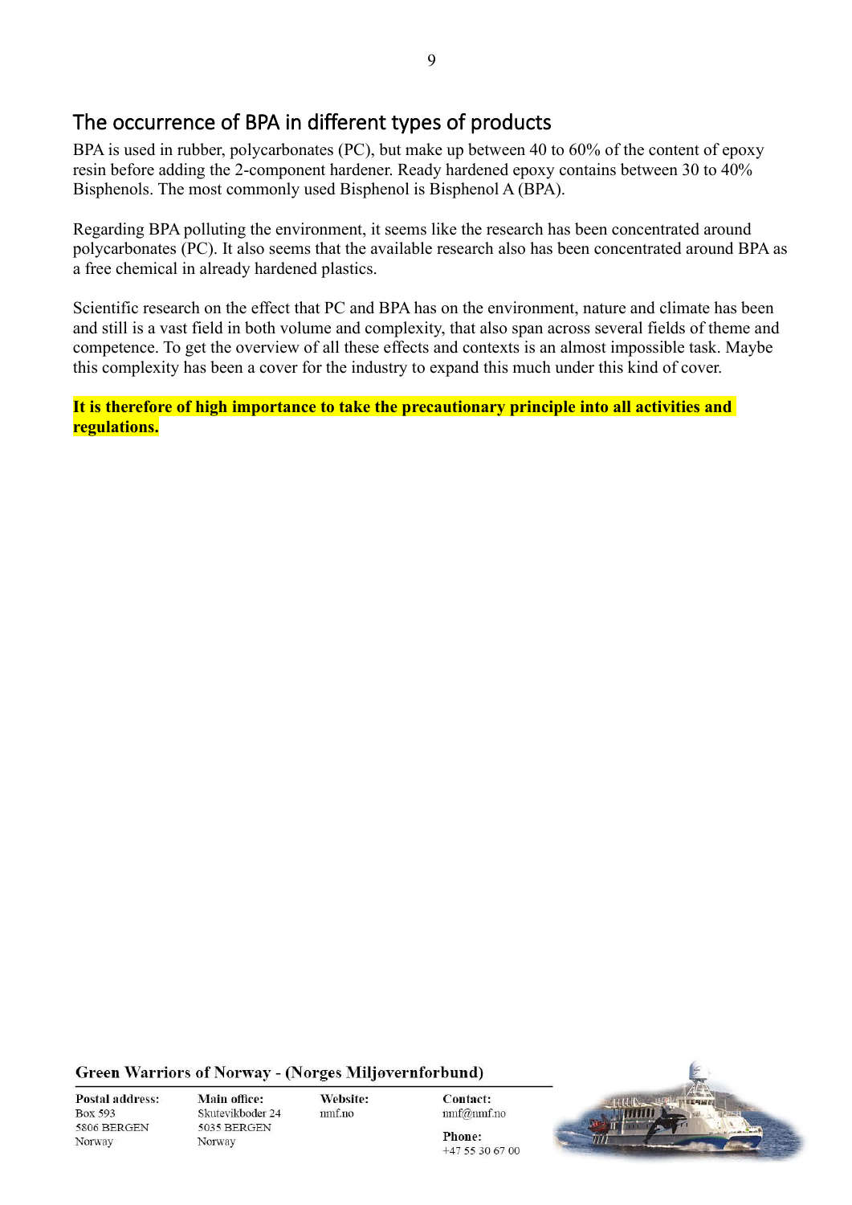## The occurrence of BPA in different types of products

BPA is used in rubber, polycarbonates (PC), but make up between 40 to 60% of the content of epoxy resin before adding the 2-component hardener. Ready hardened epoxy contains between 30 to 40% Bisphenols. The most commonly used Bisphenol is Bisphenol A (BPA).

Regarding BPA polluting the environment, it seems like the research has been concentrated around polycarbonates (PC). It also seems that the available research also has been concentrated around BPA as a free chemical in already hardened plastics.

Scientific research on the effect that PC and BPA has on the environment, nature and climate has been and still is a vast field in both volume and complexity, that also span across several fields of theme and competence. To get the overview of all these effects and contexts is an almost impossible task. Maybe this complexity has been a cover for the industry to expand this much under this kind of cover.

**It is therefore of high importance to take the precautionary principle into all activities and regulations.**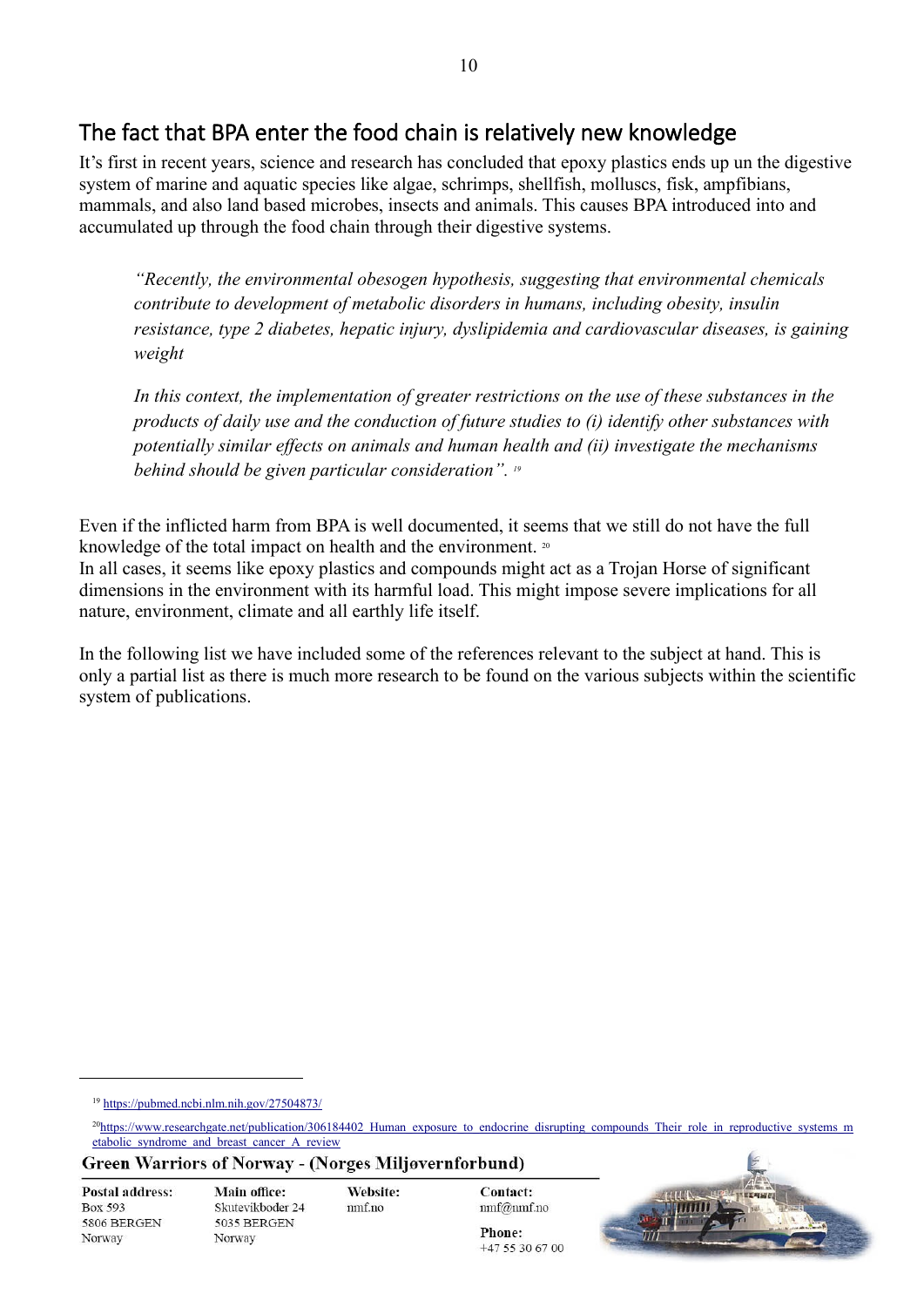## The fact that BPA enter the food chain is relatively new knowledge

It's first in recent years, science and research has concluded that epoxy plastics ends up un the digestive system of marine and aquatic species like algae, schrimps, shellfish, molluscs, fisk, ampfibians, mammals, and also land based microbes, insects and animals. This causes BPA introduced into and accumulated up through the food chain through their digestive systems.

> *"Recently, the environmental obesogen hypothesis, suggesting that environmental chemicals contribute to development of metabolic disorders in humans, including obesity, insulin resistance, type 2 diabetes, hepatic injury, dyslipidemia and cardiovascular diseases, is gaining weight*
>
> *In this context, the implementation of greater restrictions on the use of these substances in the products of daily use and the conduction of future studies to (i) identify other substances with potentially similar effects on animals and human health and (ii) investigate the mechanisms behind should be given particular consideration".* [19]

Even if the inflicted harm from BPA is well documented, it seems that we still do not have the full knowledge of the total impact on health and the environment. [20]
In all cases, it seems like epoxy plastics and compounds might act as a Trojan Horse of significant dimensions in the environment with its harmful load. This might impose severe implications for all nature, environment, climate and all earthly life itself.

In the following list we have included some of the references relevant to the subject at hand. This is only a partial list as there is much more research to be found on the various subjects within the scientific system of publications.

---

[19] https://pubmed.ncbi.nlm.nih.gov/27504873/

[20] https://www.researchgate.net/publication/306184402_Human_exposure_to_endocrine_disrupting_compounds_Their_role_in_reproductive_systems_metabolic_syndrome_and_breast_cancer_A_review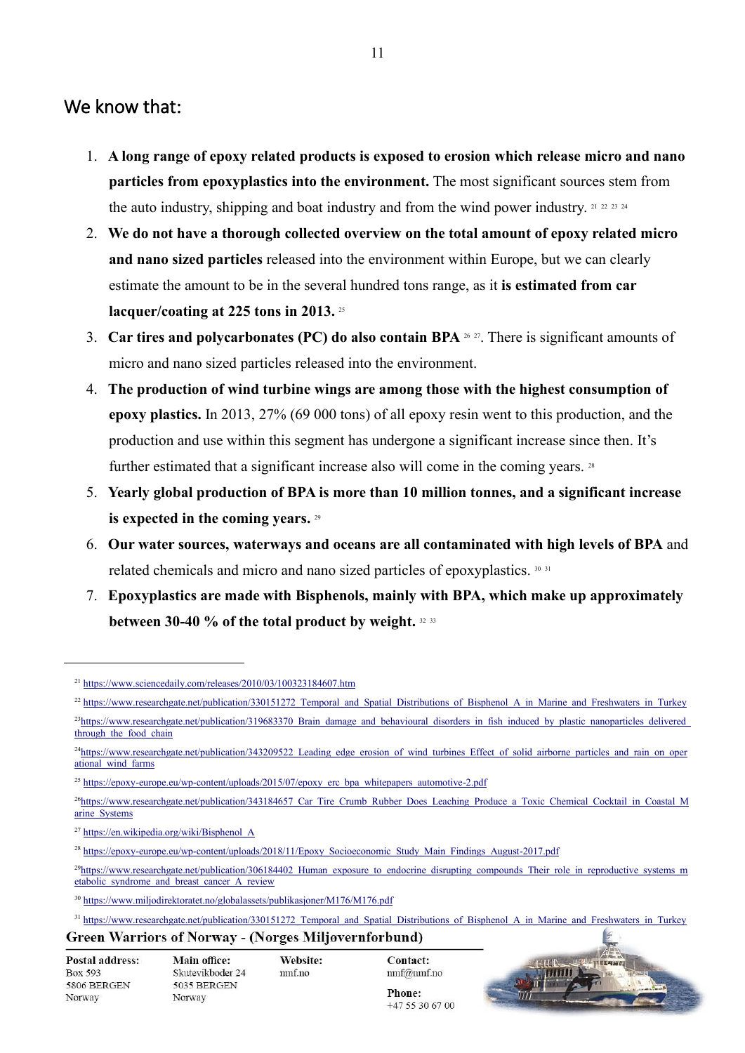## We know that:

1. **A long range of epoxy related products is exposed to erosion which release micro and nano particles from epoxyplastics into the environment.** The most significant sources stem from the auto industry, shipping and boat industry and from the wind power industry. [21] [22] [23] [24]
2. **We do not have a thorough collected overview on the total amount of epoxy related micro and nano sized particles** released into the environment within Europe, but we can clearly estimate the amount to be in the several hundred tons range, as it **is estimated from car lacquer/coating at 225 tons in 2013.** [25]
3. **Car tires and polycarbonates (PC) do also contain BPA** [26] [27]. There is significant amounts of micro and nano sized particles released into the environment.
4. **The production of wind turbine wings are among those with the highest consumption of epoxy plastics.** In 2013, 27% (69 000 tons) of all epoxy resin went to this production, and the production and use within this segment has undergone a significant increase since then. It's further estimated that a significant increase also will come in the coming years. [28]
5. **Yearly global production of BPA is more than 10 million tonnes, and a significant increase is expected in the coming years.** [29]
6. **Our water sources, waterways and oceans are all contaminated with high levels of BPA** and related chemicals and micro and nano sized particles of epoxyplastics. [30] [31]
7. **Epoxyplastics are made with Bisphenols, mainly with BPA, which make up approximately between 30-40 % of the total product by weight.** [32] [33]

---

[21] https://www.sciencedaily.com/releases/2010/03/100323184607.htm

[22] https://www.researchgate.net/publication/330151272_Temporal_and_Spatial_Distributions_of_Bisphenol_A_in_Marine_and_Freshwaters_in_Turkey

[23] https://www.researchgate.net/publication/319683370_Brain_damage_and_behavioural_disorders_in_fish_induced_by_plastic_nanoparticles_delivered_through_the_food_chain

[24] https://www.researchgate.net/publication/343209522_Leading_edge_erosion_of_wind_turbines_Effect_of_solid_airborne_particles_and_rain_on_operational_wind_farms

[25] https://epoxy-europe.eu/wp-content/uploads/2015/07/epoxy_erc_bpa_whitepapers_automotive-2.pdf

[26] https://www.researchgate.net/publication/343184657_Car_Tire_Crumb_Rubber_Does_Leaching_Produce_a_Toxic_Chemical_Cocktail_in_Coastal_Marine_Systems

[27] https://en.wikipedia.org/wiki/Bisphenol_A

[28] https://epoxy-europe.eu/wp-content/uploads/2018/11/Epoxy_Socioeconomic_Study_Main_Findings_August-2017.pdf

[29] https://www.researchgate.net/publication/306184402_Human_exposure_to_endocrine_disrupting_compounds_Their_role_in_reproductive_systems_metabolic_syndrome_and_breast_cancer_A_review

[30] https://www.miljodirektoratet.no/globalassets/publikasjoner/M176/M176.pdf

[31] https://www.researchgate.net/publication/330151272_Temporal_and_Spatial_Distributions_of_Bisphenol_A_in_Marine_and_Freshwaters_in_Turkey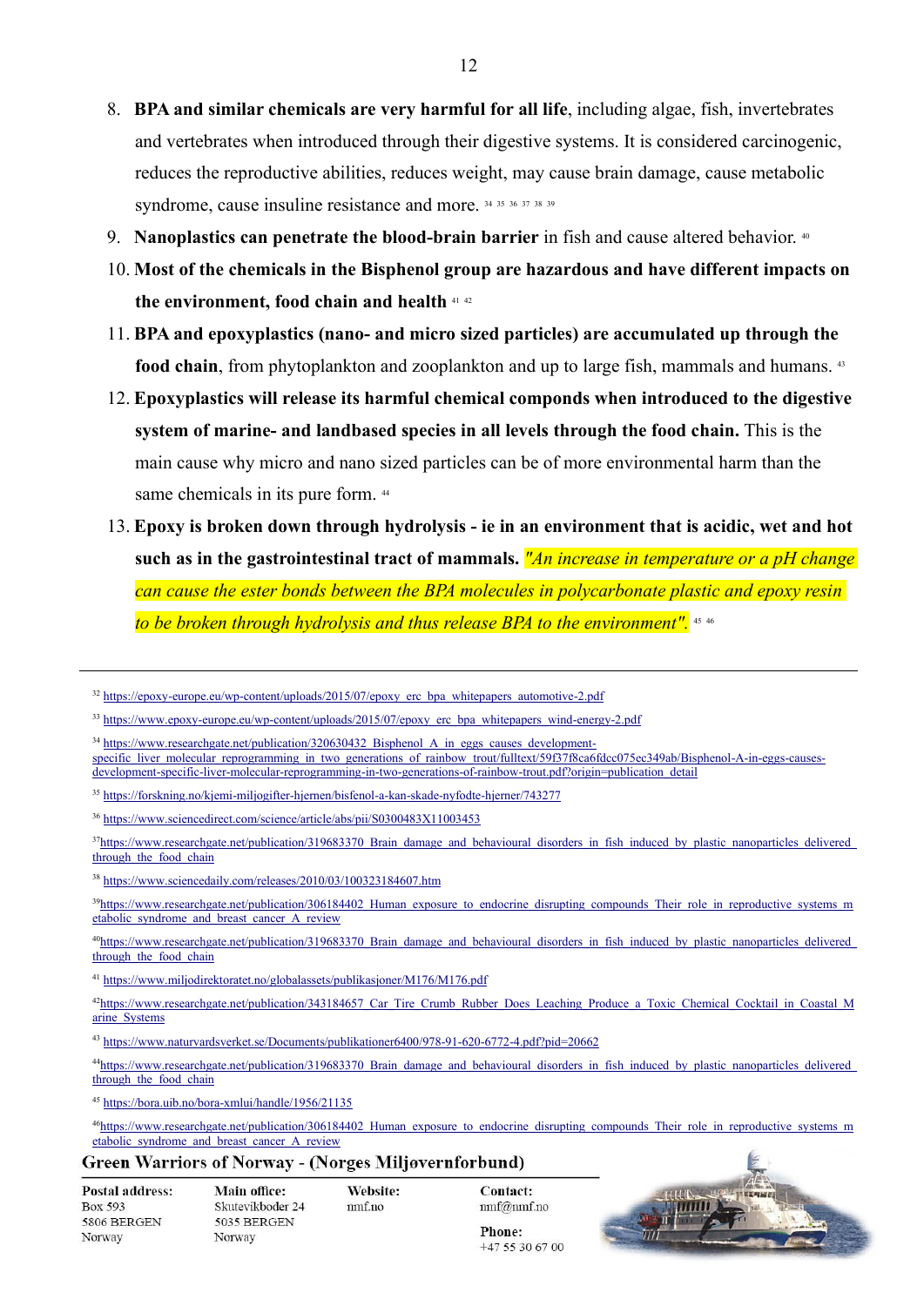8. **BPA and similar chemicals are very harmful for all life**, including algae, fish, invertebrates and vertebrates when introduced through their digestive systems. It is considered carcinogenic, reduces the reproductive abilities, reduces weight, may cause brain damage, cause metabolic syndrome, cause insuline resistance and more. [34] [35] [36] [37] [38] [39]
9. **Nanoplastics can penetrate the blood-brain barrier** in fish and cause altered behavior. [40]
10. **Most of the chemicals in the Bisphenol group are hazardous and have different impacts on the environment, food chain and health** [41] [42]
11. **BPA and epoxyplastics (nano- and micro sized particles) are accumulated up through the food chain**, from phytoplankton and zooplankton and up to large fish, mammals and humans. [43]
12. **Epoxyplastics will release its harmful chemical componds when introduced to the digestive system of marine- and landbased species in all levels through the food chain.** This is the main cause why micro and nano sized particles can be of more environmental harm than the same chemicals in its pure form. [44]
13. **Epoxy is broken down through hydrolysis - ie in an environment that is acidic, wet and hot such as in the gastrointestinal tract of mammals.** *"An increase in temperature or a pH change can cause the ester bonds between the BPA molecules in polycarbonate plastic and epoxy resin to be broken through hydrolysis and thus release BPA to the environment".* [45] [46]

---

[32] https://epoxy-europe.eu/wp-content/uploads/2015/07/epoxy_erc_bpa_whitepapers_automotive-2.pdf

[33] https://www.epoxy-europe.eu/wp-content/uploads/2015/07/epoxy_erc_bpa_whitepapers_wind-energy-2.pdf

[34] https://www.researchgate.net/publication/320630432_Bisphenol_A_in_eggs_causes_development-specific_liver_molecular_reprogramming_in_two_generations_of_rainbow_trout/fulltext/59f37f8ca6fdcc075ec349ab/Bisphenol-A-in-eggs-causes-development-specific-liver-molecular-reprogramming-in-two-generations-of-rainbow-trout.pdf?origin=publication_detail

[35] https://forskning.no/kjemi-miljogifter-hjernen/bisfenol-a-kan-skade-nyfodte-hjerner/743277

[36] https://www.sciencedirect.com/science/article/abs/pii/S0300483X11003453

[37] https://www.researchgate.net/publication/319683370_Brain_damage_and_behavioural_disorders_in_fish_induced_by_plastic_nanoparticles_delivered_through_the_food_chain

[38] https://www.sciencedaily.com/releases/2010/03/100323184607.htm

[39] https://www.researchgate.net/publication/306184402_Human_exposure_to_endocrine_disrupting_compounds_Their_role_in_reproductive_systems_metabolic_syndrome_and_breast_cancer_A_review

[40] https://www.researchgate.net/publication/319683370_Brain_damage_and_behavioural_disorders_in_fish_induced_by_plastic_nanoparticles_delivered_through_the_food_chain

[41] https://www.miljodirektoratet.no/globalassets/publikasjoner/M176/M176.pdf

[42] https://www.researchgate.net/publication/343184657_Car_Tire_Crumb_Rubber_Does_Leaching_Produce_a_Toxic_Chemical_Cocktail_in_Coastal_Marine_Systems

[43] https://www.naturvardsverket.se/Documents/publikationer6400/978-91-620-6772-4.pdf?pid=20662

[44] https://www.researchgate.net/publication/319683370_Brain_damage_and_behavioural_disorders_in_fish_induced_by_plastic_nanoparticles_delivered_through_the_food_chain

[45] https://bora.uib.no/bora-xmlui/handle/1956/21135

[46] https://www.researchgate.net/publication/306184402_Human_exposure_to_endocrine_disrupting_compounds_Their_role_in_reproductive_systems_metabolic_syndrome_and_breast_cancer_A_review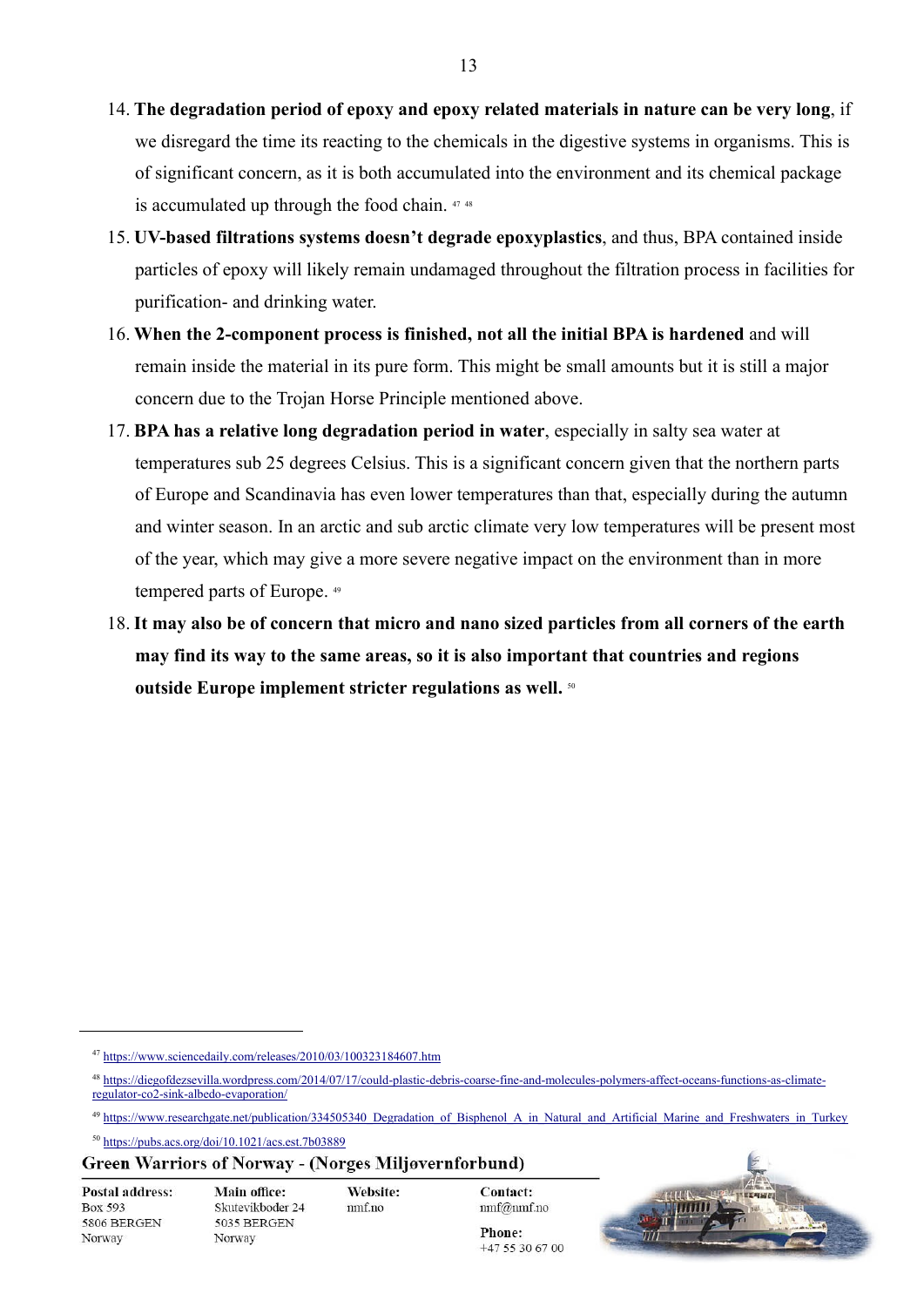14. **The degradation period of epoxy and epoxy related materials in nature can be very long**, if we disregard the time its reacting to the chemicals in the digestive systems in organisms. This is of significant concern, as it is both accumulated into the environment and its chemical package is accumulated up through the food chain. [47] [48]
15. **UV-based filtrations systems doesn't degrade epoxyplastics**, and thus, BPA contained inside particles of epoxy will likely remain undamaged throughout the filtration process in facilities for purification- and drinking water.
16. **When the 2-component process is finished, not all the initial BPA is hardened** and will remain inside the material in its pure form. This might be small amounts but it is still a major concern due to the Trojan Horse Principle mentioned above.
17. **BPA has a relative long degradation period in water**, especially in salty sea water at temperatures sub 25 degrees Celsius. This is a significant concern given that the northern parts of Europe and Scandinavia has even lower temperatures than that, especially during the autumn and winter season. In an arctic and sub arctic climate very low temperatures will be present most of the year, which may give a more severe negative impact on the environment than in more tempered parts of Europe. [49]
18. **It may also be of concern that micro and nano sized particles from all corners of the earth may find its way to the same areas, so it is also important that countries and regions outside Europe implement stricter regulations as well.** [50]

---

[47] https://www.sciencedaily.com/releases/2010/03/100323184607.htm

[48] https://diegofdezsevilla.wordpress.com/2014/07/17/could-plastic-debris-coarse-fine-and-molecules-polymers-affect-oceans-functions-as-climate-regulator-co2-sink-albedo-evaporation/

[49] https://www.researchgate.net/publication/334505340_Degradation_of_Bisphenol_A_in_Natural_and_Artificial_Marine_and_Freshwaters_in_Turkey

[50] https://pubs.acs.org/doi/10.1021/acs.est.7b03889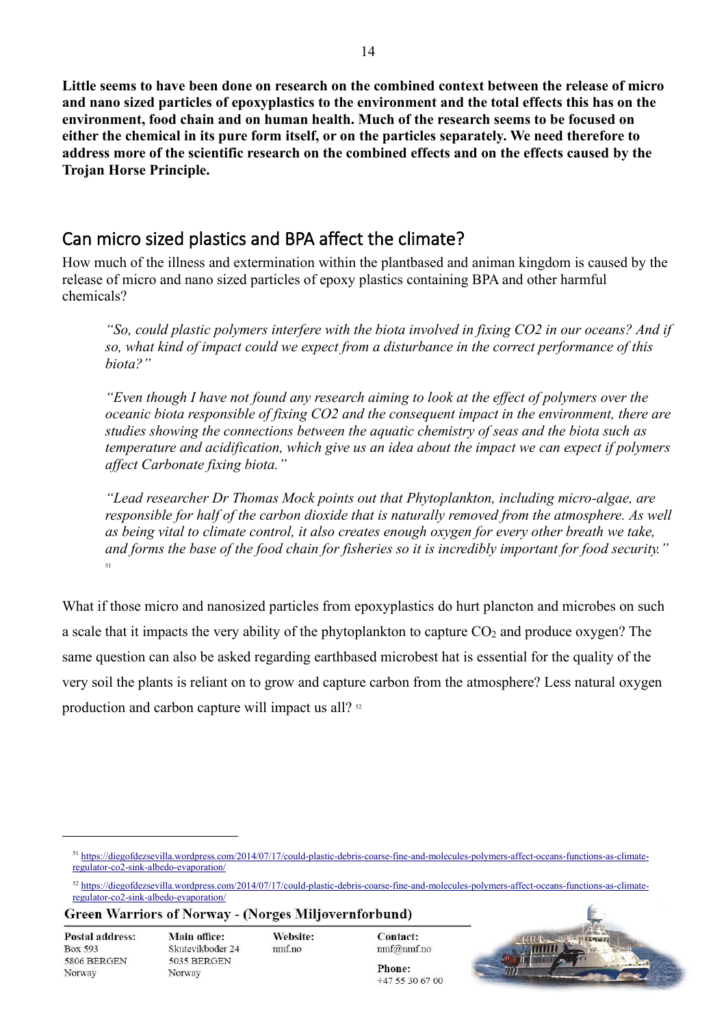**Little seems to have been done on research on the combined context between the release of micro and nano sized particles of epoxyplastics to the environment and the total effects this has on the environment, food chain and on human health. Much of the research seems to be focused on either the chemical in its pure form itself, or on the particles separately. We need therefore to address more of the scientific research on the combined effects and on the effects caused by the Trojan Horse Principle.**

## Can micro sized plastics and BPA affect the climate?

How much of the illness and extermination within the plantbased and animan kingdom is caused by the release of micro and nano sized particles of epoxy plastics containing BPA and other harmful chemicals?

> *"So, could plastic polymers interfere with the biota involved in fixing CO2 in our oceans? And if so, what kind of impact could we expect from a disturbance in the correct performance of this biota?"*
>
> *"Even though I have not found any research aiming to look at the effect of polymers over the oceanic biota responsible of fixing CO2 and the consequent impact in the environment, there are studies showing the connections between the aquatic chemistry of seas and the biota such as temperature and acidification, which give us an idea about the impact we can expect if polymers affect Carbonate fixing biota."*
>
> *"Lead researcher Dr Thomas Mock points out that Phytoplankton, including micro-algae, are responsible for half of the carbon dioxide that is naturally removed from the atmosphere. As well as being vital to climate control, it also creates enough oxygen for every other breath we take, and forms the base of the food chain for fisheries so it is incredibly important for food security."* [51]

What if those micro and nanosized particles from epoxyplastics do hurt plancton and microbes on such a scale that it impacts the very ability of the phytoplankton to capture $CO_2$ and produce oxygen? The same question can also be asked regarding earthbased microbest hat is essential for the quality of the very soil the plants is reliant on to grow and capture carbon from the atmosphere? Less natural oxygen production and carbon capture will impact us all? [52]

---

[51] https://diegofdezsevilla.wordpress.com/2014/07/17/could-plastic-debris-coarse-fine-and-molecules-polymers-affect-oceans-functions-as-climate-regulator-co2-sink-albedo-evaporation/

[52] https://diegofdezsevilla.wordpress.com/2014/07/17/could-plastic-debris-coarse-fine-and-molecules-polymers-affect-oceans-functions-as-climate-regulator-co2-sink-albedo-evaporation/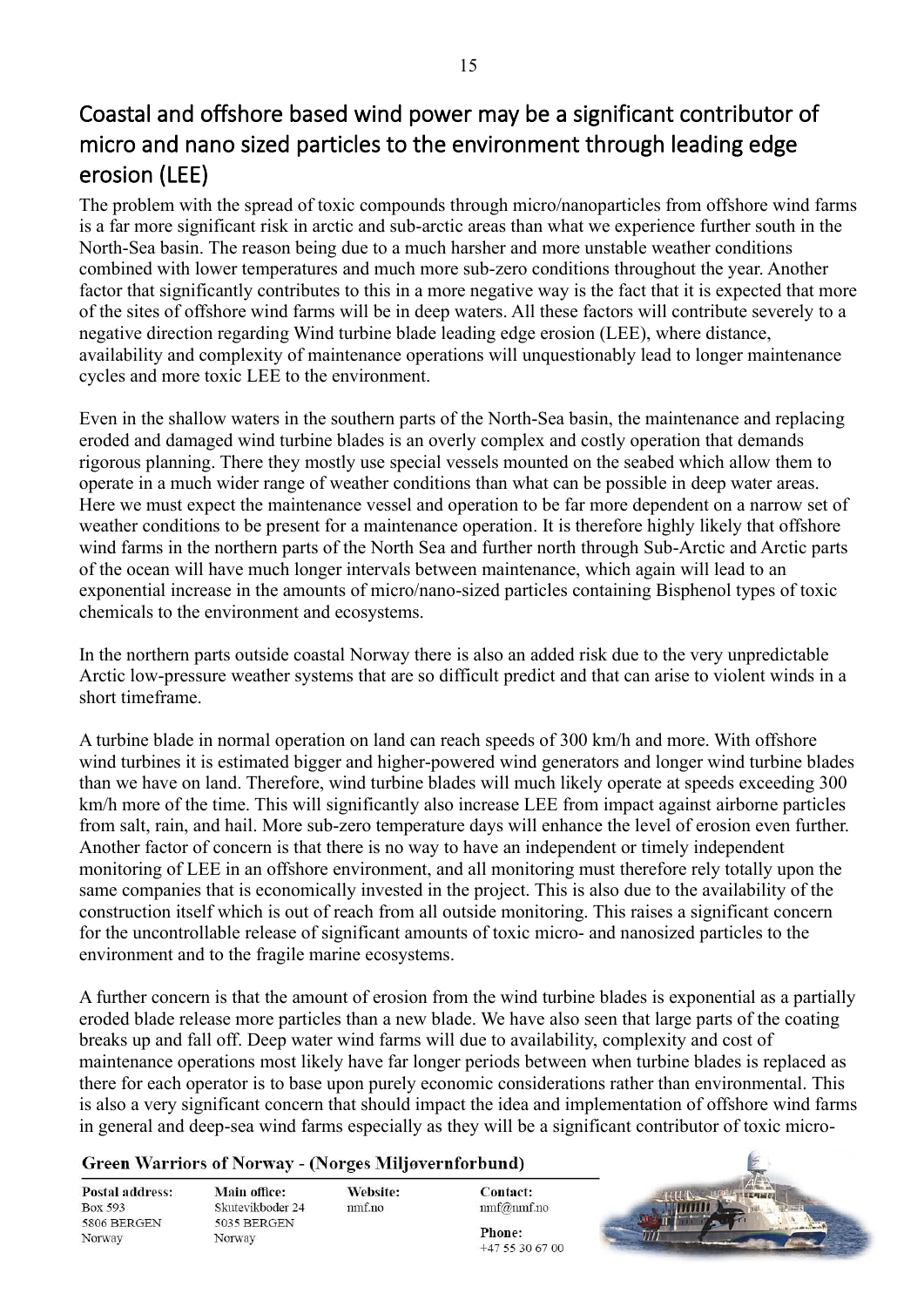## Coastal and offshore based wind power may be a significant contributor of micro and nano sized particles to the environment through leading edge erosion (LEE)

The problem with the spread of toxic compounds through micro/nanoparticles from offshore wind farms is a far more significant risk in arctic and sub-arctic areas than what we experience further south in the North-Sea basin. The reason being due to a much harsher and more unstable weather conditions combined with lower temperatures and much more sub-zero conditions throughout the year. Another factor that significantly contributes to this in a more negative way is the fact that it is expected that more of the sites of offshore wind farms will be in deep waters. All these factors will contribute severely to a negative direction regarding Wind turbine blade leading edge erosion (LEE), where distance, availability and complexity of maintenance operations will unquestionably lead to longer maintenance cycles and more toxic LEE to the environment.

Even in the shallow waters in the southern parts of the North-Sea basin, the maintenance and replacing eroded and damaged wind turbine blades is an overly complex and costly operation that demands rigorous planning. There they mostly use special vessels mounted on the seabed which allow them to operate in a much wider range of weather conditions than what can be possible in deep water areas. Here we must expect the maintenance vessel and operation to be far more dependent on a narrow set of weather conditions to be present for a maintenance operation. It is therefore highly likely that offshore wind farms in the northern parts of the North Sea and further north through Sub-Arctic and Arctic parts of the ocean will have much longer intervals between maintenance, which again will lead to an exponential increase in the amounts of micro/nano-sized particles containing Bisphenol types of toxic chemicals to the environment and ecosystems.

In the northern parts outside coastal Norway there is also an added risk due to the very unpredictable Arctic low-pressure weather systems that are so difficult predict and that can arise to violent winds in a short timeframe.

A turbine blade in normal operation on land can reach speeds of 300 km/h and more. With offshore wind turbines it is estimated bigger and higher-powered wind generators and longer wind turbine blades than we have on land. Therefore, wind turbine blades will much likely operate at speeds exceeding 300 km/h more of the time. This will significantly also increase LEE from impact against airborne particles from salt, rain, and hail. More sub-zero temperature days will enhance the level of erosion even further. Another factor of concern is that there is no way to have an independent or timely independent monitoring of LEE in an offshore environment, and all monitoring must therefore rely totally upon the same companies that is economically invested in the project. This is also due to the availability of the construction itself which is out of reach from all outside monitoring. This raises a significant concern for the uncontrollable release of significant amounts of toxic micro- and nanosized particles to the environment and to the fragile marine ecosystems.

A further concern is that the amount of erosion from the wind turbine blades is exponential as a partially eroded blade release more particles than a new blade. We have also seen that large parts of the coating breaks up and fall off. Deep water wind farms will due to availability, complexity and cost of maintenance operations most likely have far longer periods between when turbine blades is replaced as there for each operator is to base upon purely economic considerations rather than environmental. This is also a very significant concern that should impact the idea and implementation of offshore wind farms in general and deep-sea wind farms especially as they will be a significant contributor of toxic micro-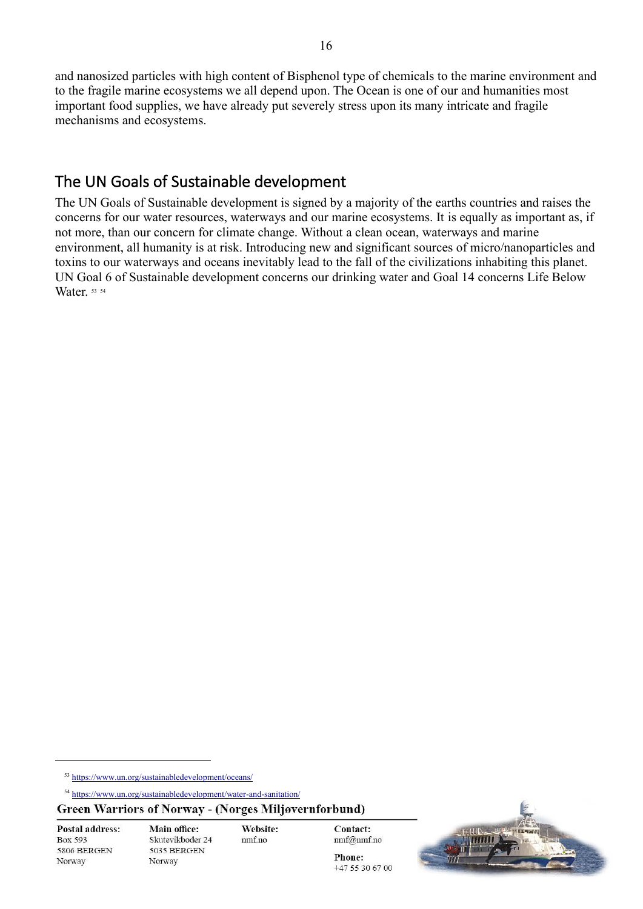and nanosized particles with high content of Bisphenol type of chemicals to the marine environment and to the fragile marine ecosystems we all depend upon. The Ocean is one of our and humanities most important food supplies, we have already put severely stress upon its many intricate and fragile mechanisms and ecosystems.

## The UN Goals of Sustainable development

The UN Goals of Sustainable development is signed by a majority of the earths countries and raises the concerns for our water resources, waterways and our marine ecosystems. It is equally as important as, if not more, than our concern for climate change. Without a clean ocean, waterways and marine environment, all humanity is at risk. Introducing new and significant sources of micro/nanoparticles and toxins to our waterways and oceans inevitably lead to the fall of the civilizations inhabiting this planet. UN Goal 6 of Sustainable development concerns our drinking water and Goal 14 concerns Life Below Water. [53] [54]

---

[53] https://www.un.org/sustainabledevelopment/oceans/

[54] https://www.un.org/sustainabledevelopment/water-and-sanitation/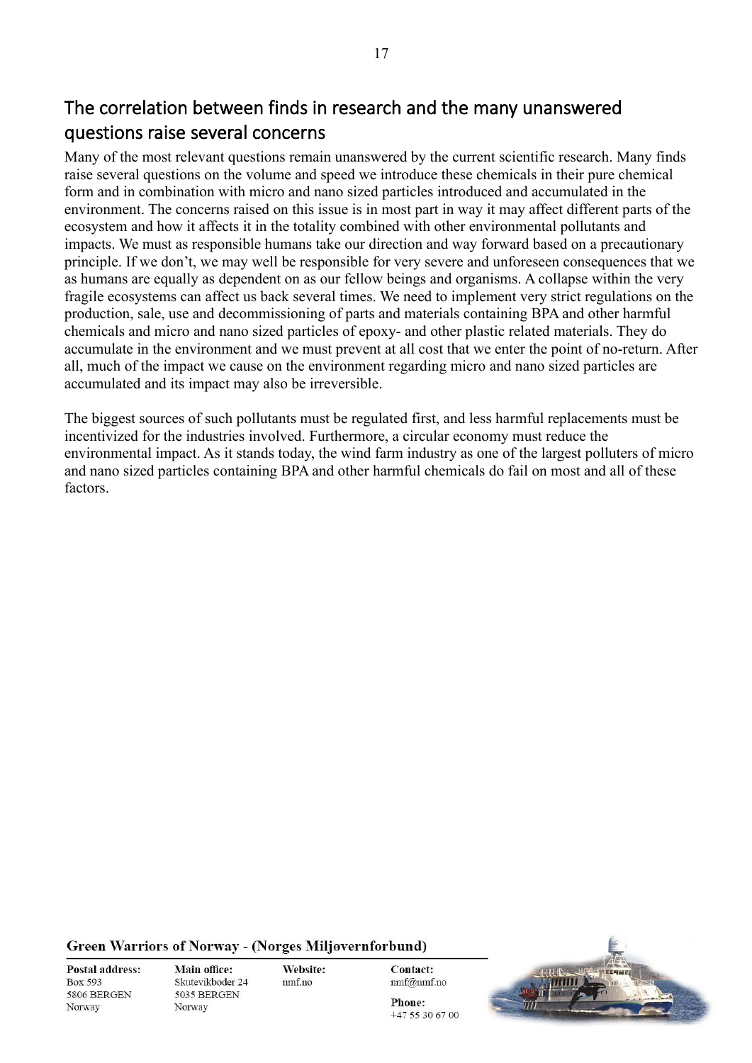## The correlation between finds in research and the many unanswered questions raise several concerns

Many of the most relevant questions remain unanswered by the current scientific research. Many finds raise several questions on the volume and speed we introduce these chemicals in their pure chemical form and in combination with micro and nano sized particles introduced and accumulated in the environment. The concerns raised on this issue is in most part in way it may affect different parts of the ecosystem and how it affects it in the totality combined with other environmental pollutants and impacts. We must as responsible humans take our direction and way forward based on a precautionary principle. If we don't, we may well be responsible for very severe and unforeseen consequences that we as humans are equally as dependent on as our fellow beings and organisms. A collapse within the very fragile ecosystems can affect us back several times. We need to implement very strict regulations on the production, sale, use and decommissioning of parts and materials containing BPA and other harmful chemicals and micro and nano sized particles of epoxy- and other plastic related materials. They do accumulate in the environment and we must prevent at all cost that we enter the point of no-return. After all, much of the impact we cause on the environment regarding micro and nano sized particles are accumulated and its impact may also be irreversible.

The biggest sources of such pollutants must be regulated first, and less harmful replacements must be incentivized for the industries involved. Furthermore, a circular economy must reduce the environmental impact. As it stands today, the wind farm industry as one of the largest polluters of micro and nano sized particles containing BPA and other harmful chemicals do fail on most and all of these factors.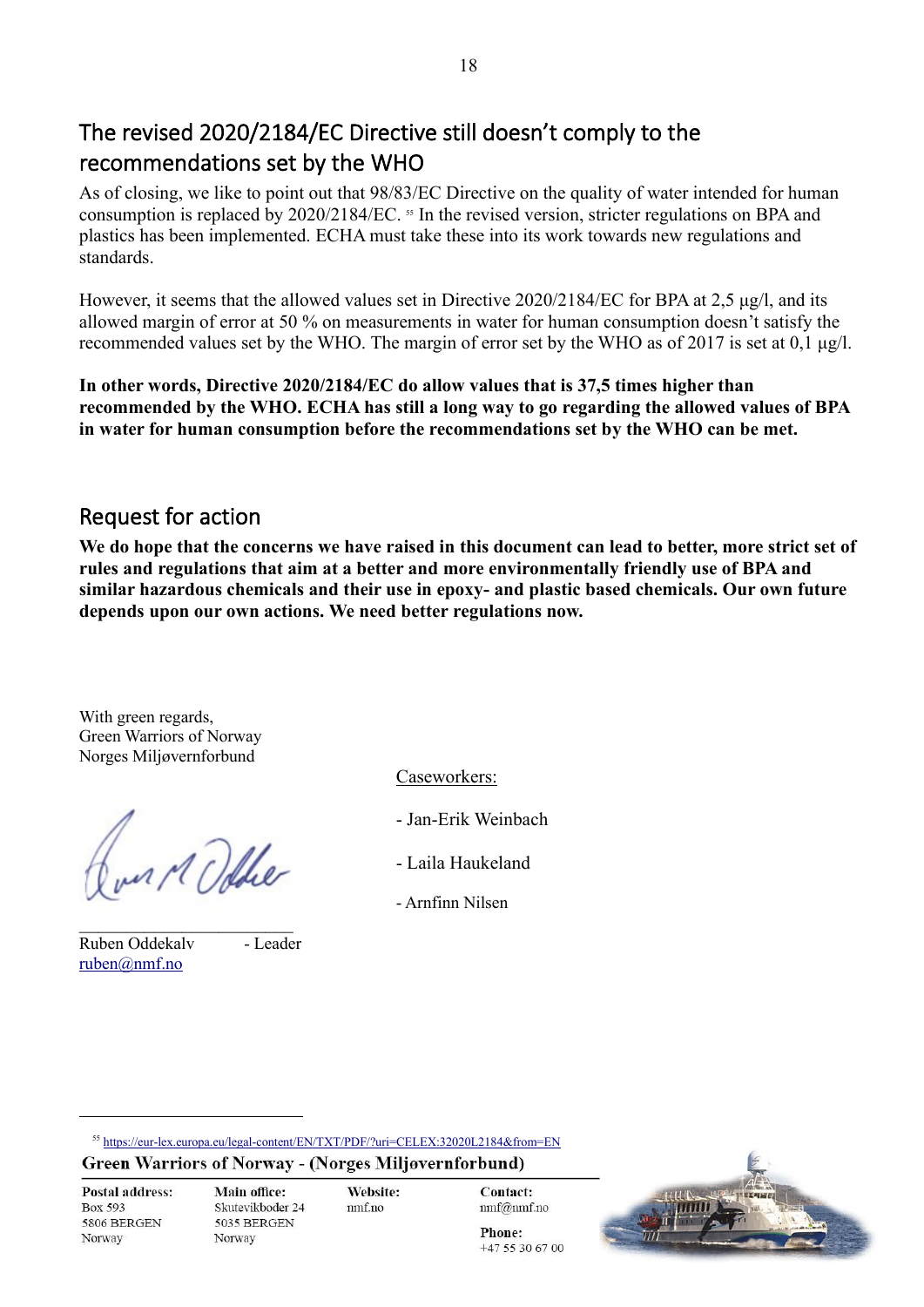## The revised 2020/2184/EC Directive still doesn't comply to the recommendations set by the WHO

As of closing, we like to point out that 98/83/EC Directive on the quality of water intended for human consumption is replaced by 2020/2184/EC. [55] In the revised version, stricter regulations on BPA and plastics has been implemented. ECHA must take these into its work towards new regulations and standards.

However, it seems that the allowed values set in Directive 2020/2184/EC for BPA at 2,5 µg/l, and its allowed margin of error at 50 % on measurements in water for human consumption doesn't satisfy the recommended values set by the WHO. The margin of error set by the WHO as of 2017 is set at 0,1 µg/l.

**In other words, Directive 2020/2184/EC do allow values that is 37,5 times higher than recommended by the WHO. ECHA has still a long way to go regarding the allowed values of BPA in water for human consumption before the recommendations set by the WHO can be met.**

## Request for action

**We do hope that the concerns we have raised in this document can lead to better, more strict set of rules and regulations that aim at a better and more environmentally friendly use of BPA and similar hazardous chemicals and their use in epoxy- and plastic based chemicals. Our own future depends upon our own actions. We need better regulations now.**

With green regards,
Green Warriors of Norway
Norges Miljøvernforbund

Ruben Oddekalv - Leader
ruben@nmf.no

Caseworkers:

- Jan-Erik Weinbach
- Laila Haukeland
- Arnfinn Nilsen

[55] https://eur-lex.europa.eu/legal-content/EN/TXT/PDF/?uri=CELEX:32020L2184&from=EN

**Green Warriors of Norway - (Norges Miljøvernforbund)**

**Postal address:** Box 593, 5806 BERGEN, Norway
**Main office:** Skutevikboder 24, 5035 BERGEN, Norway
**Website:** nmf.no
**Contact:** nmf@nmf.no
**Phone:** +47 55 30 67 00